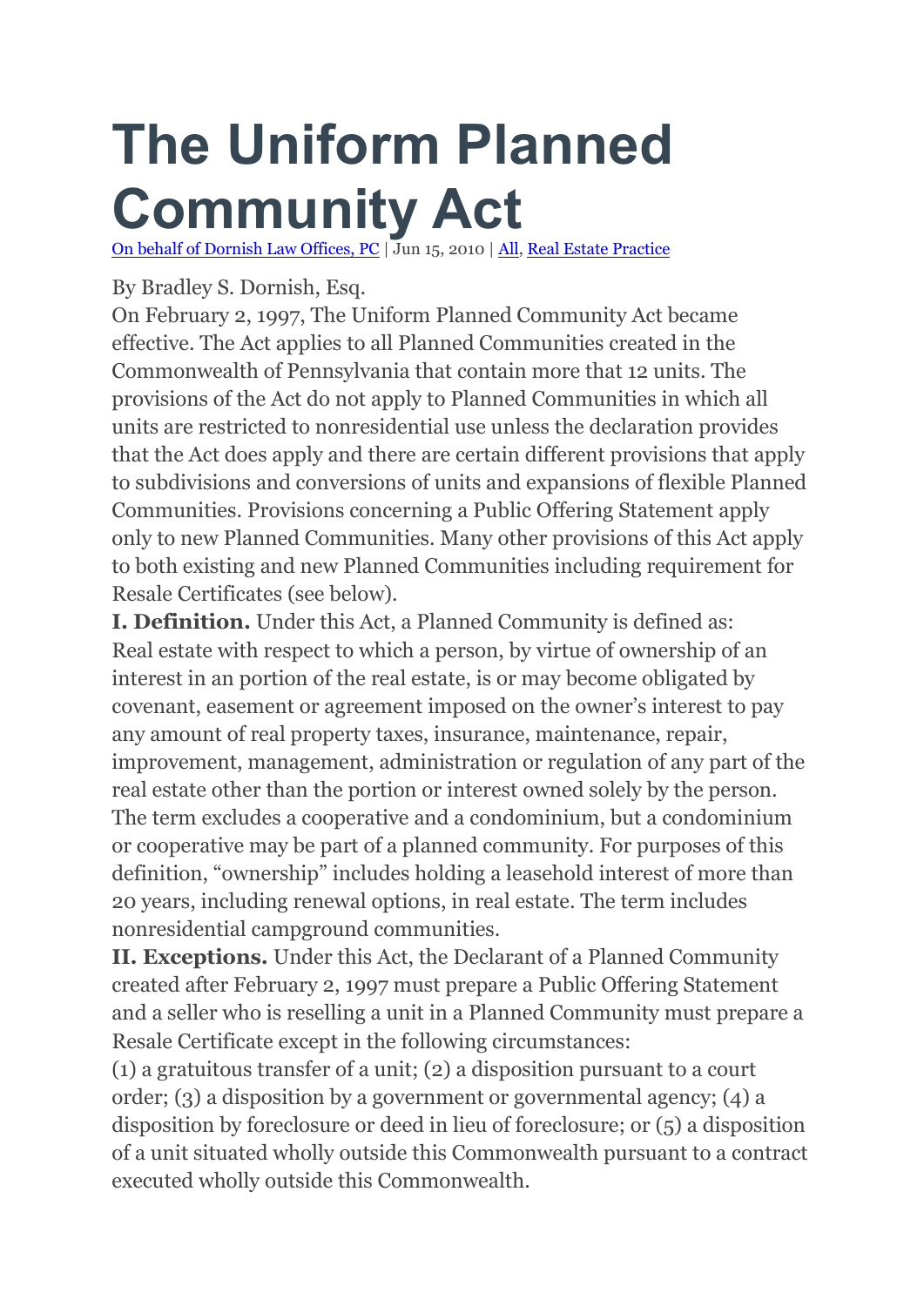# The Uniform Planned Community Act

[On behalf of Dornish Law Offices, PC](#) | Jun 15, 2010 | [All](#), [Real Estate Practice](#)

By Bradley S. Dornish, Esq.

On February 2, 1997, The Uniform Planned Community Act became effective. The Act applies to all Planned Communities created in the Commonwealth of Pennsylvania that contain more that 12 units. The provisions of the Act do not apply to Planned Communities in which all units are restricted to nonresidential use unless the declaration provides that the Act does apply and there are certain different provisions that apply to subdivisions and conversions of units and expansions of flexible Planned Communities. Provisions concerning a Public Offering Statement apply only to new Planned Communities. Many other provisions of this Act apply to both existing and new Planned Communities including requirement for Resale Certificates (see below).

**I. Definition.** Under this Act, a Planned Community is defined as:

Real estate with respect to which a person, by virtue of ownership of an interest in an portion of the real estate, is or may become obligated by covenant, easement or agreement imposed on the owner's interest to pay any amount of real property taxes, insurance, maintenance, repair, improvement, management, administration or regulation of any part of the real estate other than the portion or interest owned solely by the person. The term excludes a cooperative and a condominium, but a condominium or cooperative may be part of a planned community. For purposes of this definition, "ownership" includes holding a leasehold interest of more than 20 years, including renewal options, in real estate. The term includes nonresidential campground communities.

**II. Exceptions.** Under this Act, the Declarant of a Planned Community created after February 2, 1997 must prepare a Public Offering Statement and a seller who is reselling a unit in a Planned Community must prepare a Resale Certificate except in the following circumstances:

(1) a gratuitous transfer of a unit; (2) a disposition pursuant to a court order; (3) a disposition by a government or governmental agency; (4) a disposition by foreclosure or deed in lieu of foreclosure; or (5) a disposition of a unit situated wholly outside this Commonwealth pursuant to a contract executed wholly outside this Commonwealth.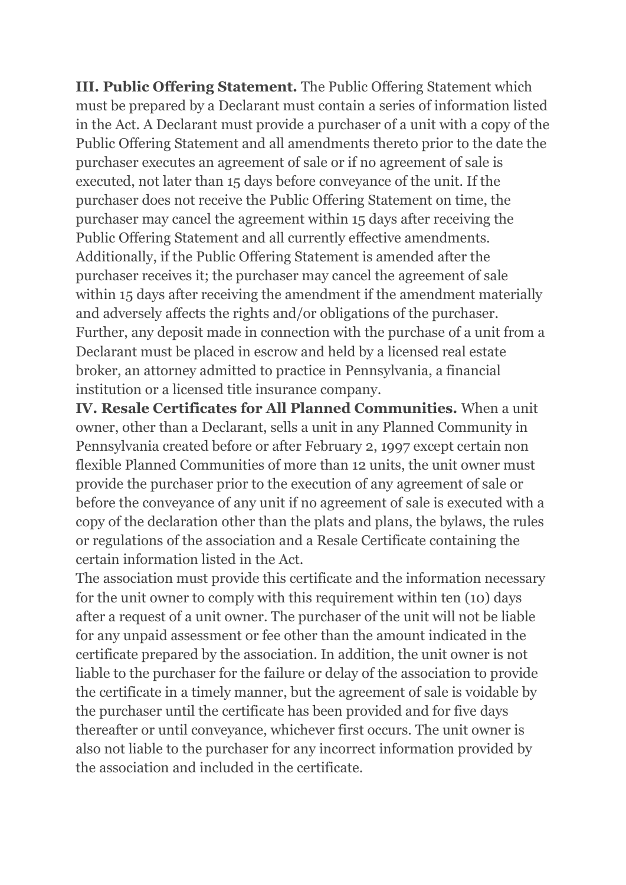**III. Public Offering Statement.** The Public Offering Statement which must be prepared by a Declarant must contain a series of information listed in the Act. A Declarant must provide a purchaser of a unit with a copy of the Public Offering Statement and all amendments thereto prior to the date the purchaser executes an agreement of sale or if no agreement of sale is executed, not later than 15 days before conveyance of the unit. If the purchaser does not receive the Public Offering Statement on time, the purchaser may cancel the agreement within 15 days after receiving the Public Offering Statement and all currently effective amendments. Additionally, if the Public Offering Statement is amended after the purchaser receives it; the purchaser may cancel the agreement of sale within 15 days after receiving the amendment if the amendment materially and adversely affects the rights and/or obligations of the purchaser. Further, any deposit made in connection with the purchase of a unit from a Declarant must be placed in escrow and held by a licensed real estate broker, an attorney admitted to practice in Pennsylvania, a financial institution or a licensed title insurance company.

**IV. Resale Certificates for All Planned Communities.** When a unit owner, other than a Declarant, sells a unit in any Planned Community in Pennsylvania created before or after February 2, 1997 except certain non flexible Planned Communities of more than 12 units, the unit owner must provide the purchaser prior to the execution of any agreement of sale or before the conveyance of any unit if no agreement of sale is executed with a copy of the declaration other than the plats and plans, the bylaws, the rules or regulations of the association and a Resale Certificate containing the certain information listed in the Act.

The association must provide this certificate and the information necessary for the unit owner to comply with this requirement within ten (10) days after a request of a unit owner. The purchaser of the unit will not be liable for any unpaid assessment or fee other than the amount indicated in the certificate prepared by the association. In addition, the unit owner is not liable to the purchaser for the failure or delay of the association to provide the certificate in a timely manner, but the agreement of sale is voidable by the purchaser until the certificate has been provided and for five days thereafter or until conveyance, whichever first occurs. The unit owner is also not liable to the purchaser for any incorrect information provided by the association and included in the certificate.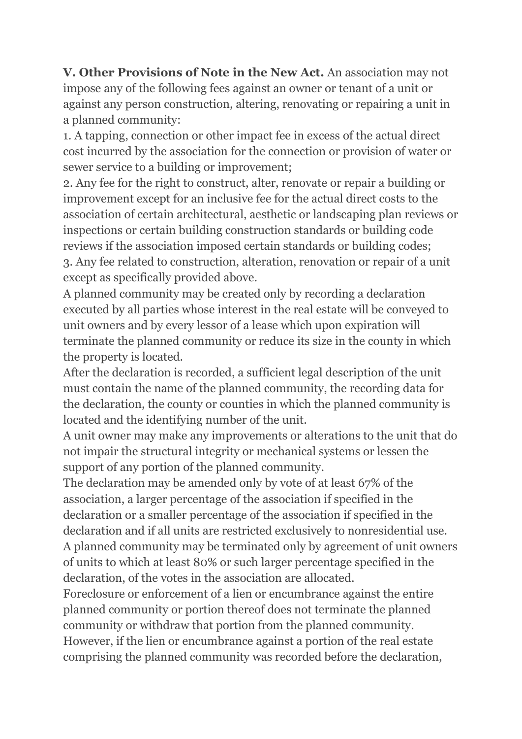**V. Other Provisions of Note in the New Act.** An association may not impose any of the following fees against an owner or tenant of a unit or against any person construction, altering, renovating or repairing a unit in a planned community:

1. A tapping, connection or other impact fee in excess of the actual direct cost incurred by the association for the connection or provision of water or sewer service to a building or improvement;
2. Any fee for the right to construct, alter, renovate or repair a building or improvement except for an inclusive fee for the actual direct costs to the association of certain architectural, aesthetic or landscaping plan reviews or inspections or certain building construction standards or building code reviews if the association imposed certain standards or building codes;
3. Any fee related to construction, alteration, renovation or repair of a unit except as specifically provided above.

A planned community may be created only by recording a declaration executed by all parties whose interest in the real estate will be conveyed to unit owners and by every lessor of a lease which upon expiration will terminate the planned community or reduce its size in the county in which the property is located.

After the declaration is recorded, a sufficient legal description of the unit must contain the name of the planned community, the recording data for the declaration, the county or counties in which the planned community is located and the identifying number of the unit.

A unit owner may make any improvements or alterations to the unit that do not impair the structural integrity or mechanical systems or lessen the support of any portion of the planned community.

The declaration may be amended only by vote of at least 67% of the association, a larger percentage of the association if specified in the declaration or a smaller percentage of the association if specified in the declaration and if all units are restricted exclusively to nonresidential use.

A planned community may be terminated only by agreement of unit owners of units to which at least 80% or such larger percentage specified in the declaration, of the votes in the association are allocated.

Foreclosure or enforcement of a lien or encumbrance against the entire planned community or portion thereof does not terminate the planned community or withdraw that portion from the planned community. However, if the lien or encumbrance against a portion of the real estate comprising the planned community was recorded before the declaration,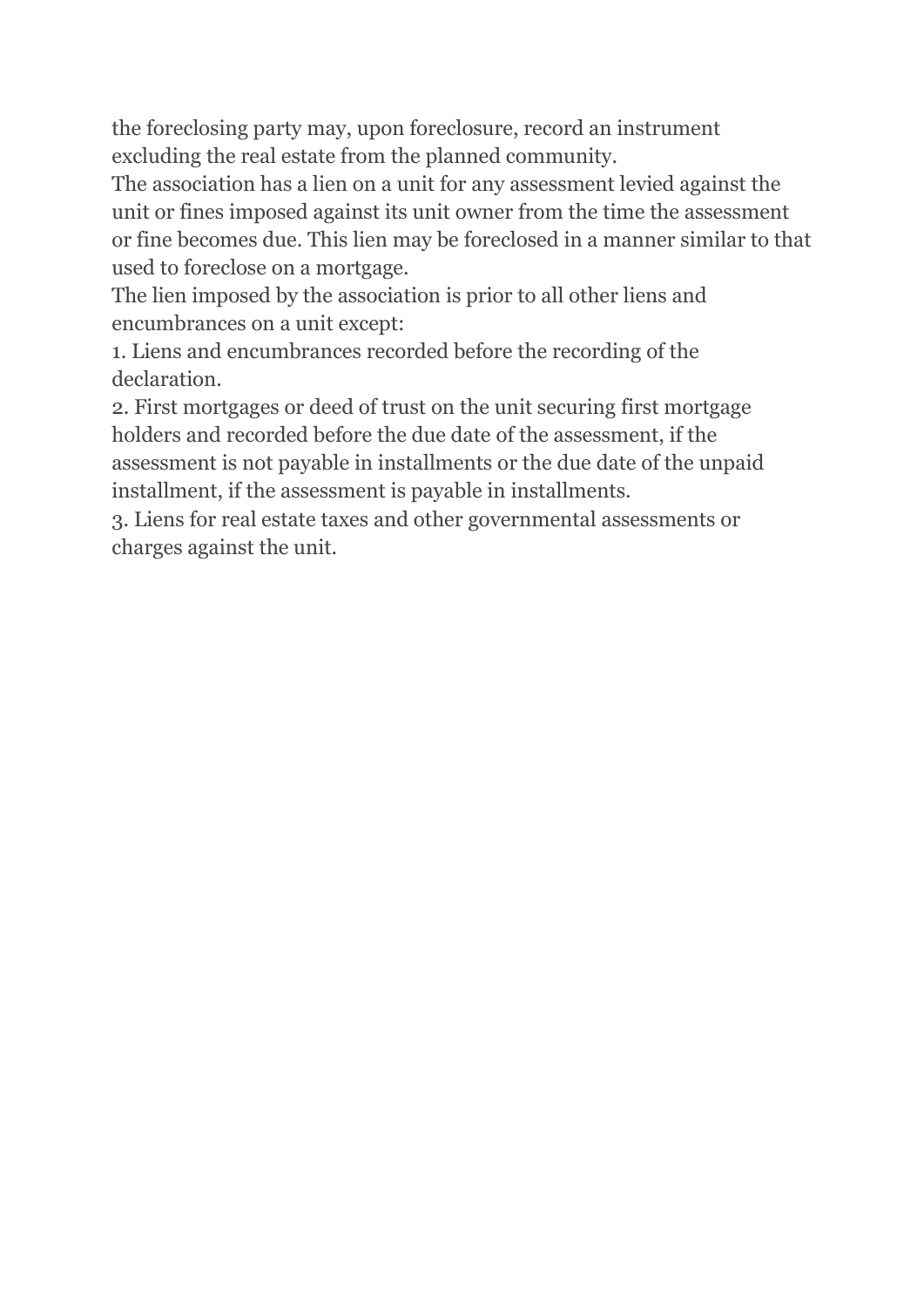the foreclosing party may, upon foreclosure, record an instrument excluding the real estate from the planned community.

The association has a lien on a unit for any assessment levied against the unit or fines imposed against its unit owner from the time the assessment or fine becomes due. This lien may be foreclosed in a manner similar to that used to foreclose on a mortgage.

The lien imposed by the association is prior to all other liens and encumbrances on a unit except:

1. Liens and encumbrances recorded before the recording of the declaration.
2. First mortgages or deed of trust on the unit securing first mortgage holders and recorded before the due date of the assessment, if the assessment is not payable in installments or the due date of the unpaid installment, if the assessment is payable in installments.
3. Liens for real estate taxes and other governmental assessments or charges against the unit.